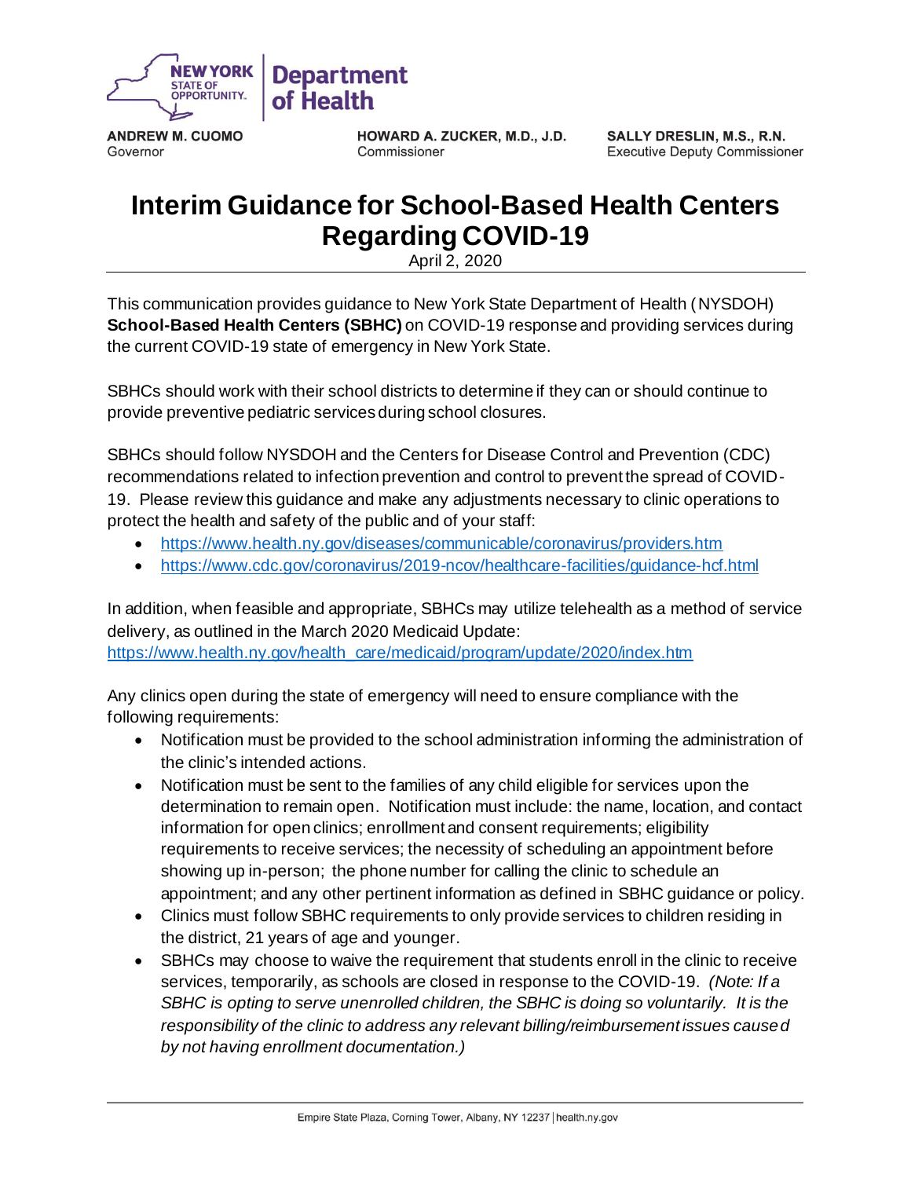ANDREW M. CUOMO
Governor

HOWARD A. ZUCKER, M.D., J.D.
Commissioner

SALLY DRESLIN, M.S., R.N.
Executive Deputy Commissioner

# Interim Guidance for School-Based Health Centers Regarding COVID-19

April 2, 2020

This communication provides guidance to New York State Department of Health (NYSDOH) **School-Based Health Centers (SBHC)** on COVID-19 response and providing services during the current COVID-19 state of emergency in New York State.

SBHCs should work with their school districts to determine if they can or should continue to provide preventive pediatric services during school closures.

SBHCs should follow NYSDOH and the Centers for Disease Control and Prevention (CDC) recommendations related to infection prevention and control to prevent the spread of COVID-19. Please review this guidance and make any adjustments necessary to clinic operations to protect the health and safety of the public and of your staff:

- https://www.health.ny.gov/diseases/communicable/coronavirus/providers.htm
- https://www.cdc.gov/coronavirus/2019-ncov/healthcare-facilities/guidance-hcf.html

In addition, when feasible and appropriate, SBHCs may utilize telehealth as a method of service delivery, as outlined in the March 2020 Medicaid Update:
https://www.health.ny.gov/health_care/medicaid/program/update/2020/index.htm

Any clinics open during the state of emergency will need to ensure compliance with the following requirements:

- Notification must be provided to the school administration informing the administration of the clinic's intended actions.
- Notification must be sent to the families of any child eligible for services upon the determination to remain open. Notification must include: the name, location, and contact information for open clinics; enrollment and consent requirements; eligibility requirements to receive services; the necessity of scheduling an appointment before showing up in-person; the phone number for calling the clinic to schedule an appointment; and any other pertinent information as defined in SBHC guidance or policy.
- Clinics must follow SBHC requirements to only provide services to children residing in the district, 21 years of age and younger.
- SBHCs may choose to waive the requirement that students enroll in the clinic to receive services, temporarily, as schools are closed in response to the COVID-19. *(Note: If a SBHC is opting to serve unenrolled children, the SBHC is doing so voluntarily. It is the responsibility of the clinic to address any relevant billing/reimbursement issues caused by not having enrollment documentation.)*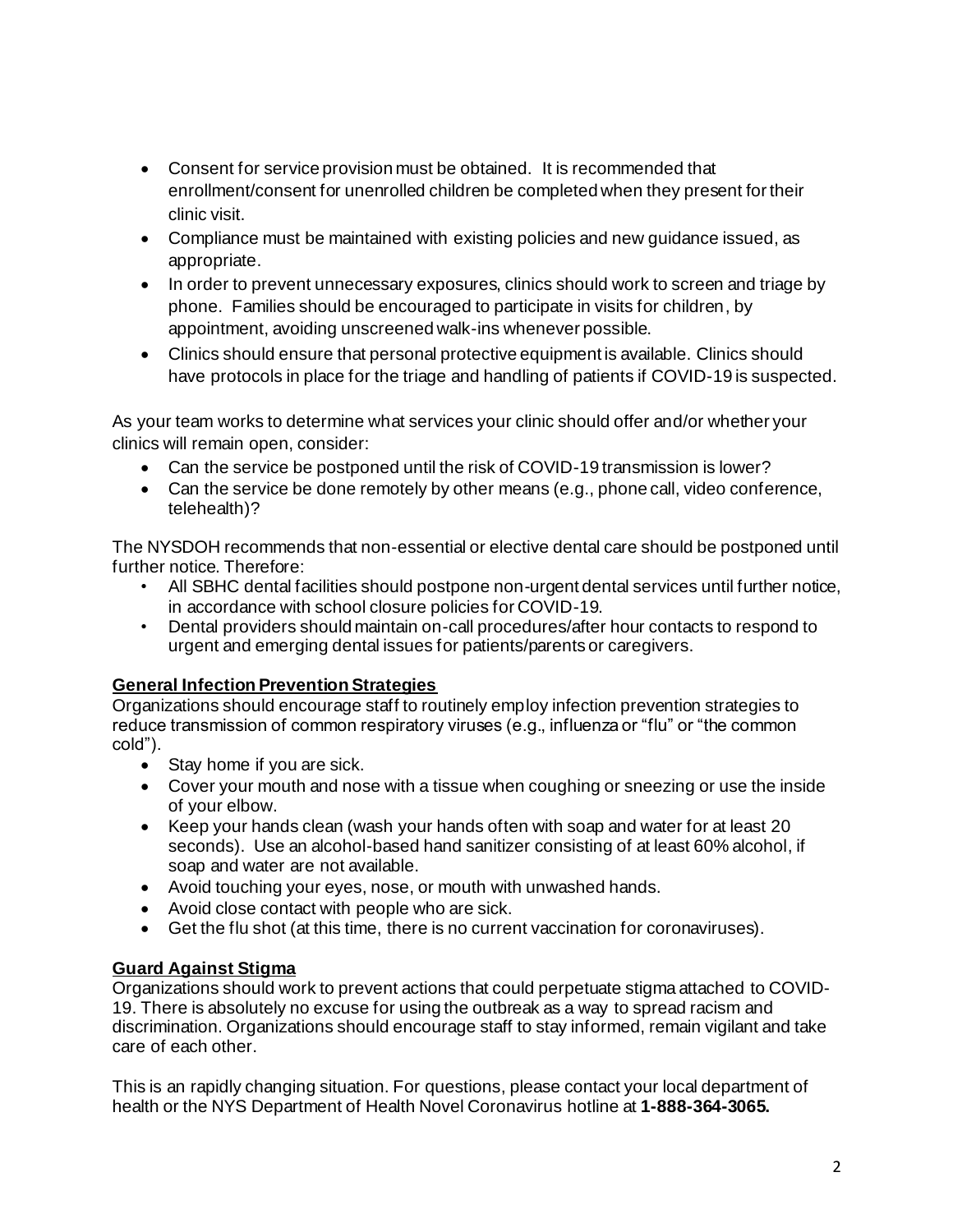- Consent for service provision must be obtained. It is recommended that enrollment/consent for unenrolled children be completed when they present for their clinic visit.
- Compliance must be maintained with existing policies and new guidance issued, as appropriate.
- In order to prevent unnecessary exposures, clinics should work to screen and triage by phone. Families should be encouraged to participate in visits for children, by appointment, avoiding unscreened walk-ins whenever possible.
- Clinics should ensure that personal protective equipment is available. Clinics should have protocols in place for the triage and handling of patients if COVID-19 is suspected.

As your team works to determine what services your clinic should offer and/or whether your clinics will remain open, consider:

- Can the service be postponed until the risk of COVID-19 transmission is lower?
- Can the service be done remotely by other means (e.g., phone call, video conference, telehealth)?

The NYSDOH recommends that non-essential or elective dental care should be postponed until further notice. Therefore:

- All SBHC dental facilities should postpone non-urgent dental services until further notice, in accordance with school closure policies for COVID-19.
- Dental providers should maintain on-call procedures/after hour contacts to respond to urgent and emerging dental issues for patients/parents or caregivers.

**General Infection Prevention Strategies**

Organizations should encourage staff to routinely employ infection prevention strategies to reduce transmission of common respiratory viruses (e.g., influenza or "flu" or "the common cold").

- Stay home if you are sick.
- Cover your mouth and nose with a tissue when coughing or sneezing or use the inside of your elbow.
- Keep your hands clean (wash your hands often with soap and water for at least 20 seconds). Use an alcohol-based hand sanitizer consisting of at least 60% alcohol, if soap and water are not available.
- Avoid touching your eyes, nose, or mouth with unwashed hands.
- Avoid close contact with people who are sick.
- Get the flu shot (at this time, there is no current vaccination for coronaviruses).

**Guard Against Stigma**

Organizations should work to prevent actions that could perpetuate stigma attached to COVID-19. There is absolutely no excuse for using the outbreak as a way to spread racism and discrimination. Organizations should encourage staff to stay informed, remain vigilant and take care of each other.

This is an rapidly changing situation. For questions, please contact your local department of health or the NYS Department of Health Novel Coronavirus hotline at **1-888-364-3065.**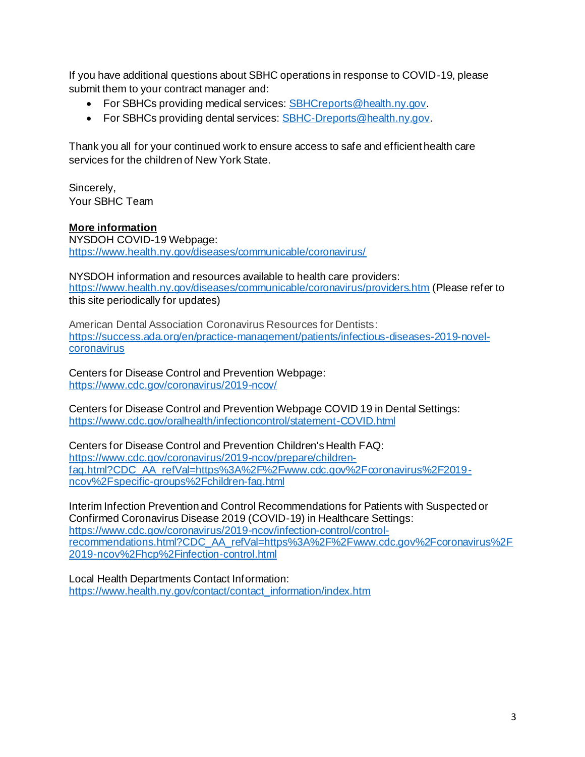If you have additional questions about SBHC operations in response to COVID-19, please submit them to your contract manager and:

- For SBHCs providing medical services: SBHCreports@health.ny.gov.
- For SBHCs providing dental services: SBHC-Dreports@health.ny.gov.

Thank you all for your continued work to ensure access to safe and efficient health care services for the children of New York State.

Sincerely,
Your SBHC Team

**More information**
NYSDOH COVID-19 Webpage:
https://www.health.ny.gov/diseases/communicable/coronavirus/

NYSDOH information and resources available to health care providers:
https://www.health.ny.gov/diseases/communicable/coronavirus/providers.htm (Please refer to this site periodically for updates)

American Dental Association Coronavirus Resources for Dentists:
https://success.ada.org/en/practice-management/patients/infectious-diseases-2019-novel-coronavirus

Centers for Disease Control and Prevention Webpage:
https://www.cdc.gov/coronavirus/2019-ncov/

Centers for Disease Control and Prevention Webpage COVID 19 in Dental Settings:
https://www.cdc.gov/oralhealth/infectioncontrol/statement-COVID.html

Centers for Disease Control and Prevention Children's Health FAQ:
https://www.cdc.gov/coronavirus/2019-ncov/prepare/children-faq.html?CDC_AA_refVal=https%3A%2F%2Fwww.cdc.gov%2Fcoronavirus%2F2019-ncov%2Fspecific-groups%2Fchildren-faq.html

Interim Infection Prevention and Control Recommendations for Patients with Suspected or Confirmed Coronavirus Disease 2019 (COVID-19) in Healthcare Settings:
https://www.cdc.gov/coronavirus/2019-ncov/infection-control/control-recommendations.html?CDC_AA_refVal=https%3A%2F%2Fwww.cdc.gov%2Fcoronavirus%2F2019-ncov%2Fhcp%2Finfection-control.html

Local Health Departments Contact Information:
https://www.health.ny.gov/contact/contact_information/index.htm